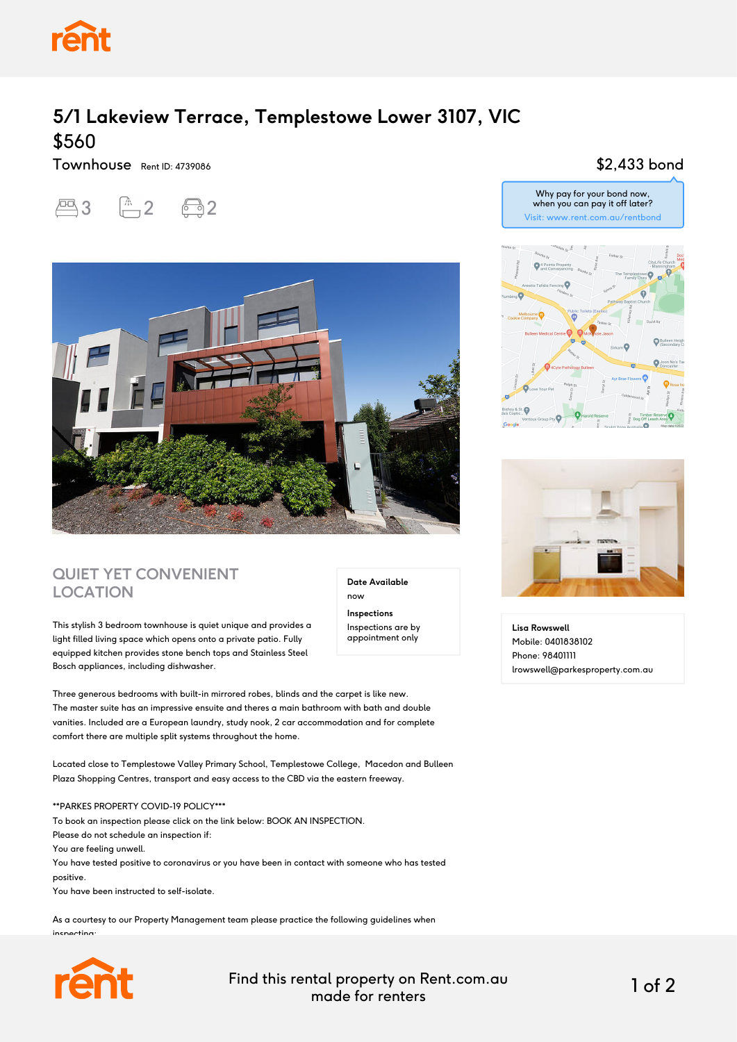# 5/1 Lakeview Terrace, Templestowe Lower 3107, VIC

## $560

Townhouse Rent ID: 4739086

$2,433 bond

Why pay for your bond now, when you can pay it off later?
Visit: www.rent.com.au/rentbond

3 2 2

## QUIET YET CONVENIENT LOCATION

**Date Available**
now

**Inspections**
Inspections are by appointment only

This stylish 3 bedroom townhouse is quiet unique and provides a light filled living space which opens onto a private patio. Fully equipped kitchen provides stone bench tops and Stainless Steel Bosch appliances, including dishwasher.

Three generous bedrooms with built-in mirrored robes, blinds and the carpet is like new.
The master suite has an impressive ensuite and theres a main bathroom with bath and double vanities. Included are a European laundry, study nook, 2 car accommodation and for complete comfort there are multiple split systems throughout the home.

Located close to Templestowe Valley Primary School, Templestowe College, Macedon and Bulleen Plaza Shopping Centres, transport and easy access to the CBD via the eastern freeway.

**PARKES PROPERTY COVID-19 POLICY***
To book an inspection please click on the link below: BOOK AN INSPECTION.
Please do not schedule an inspection if:
You are feeling unwell.
You have tested positive to coronavirus or you have been in contact with someone who has tested positive.
You have been instructed to self-isolate.

As a courtesy to our Property Management team please practice the following guidelines when inspecting:

**Lisa Rowswell**
Mobile: 0401838102
Phone: 98401111
lrowswell@parkesproperty.com.au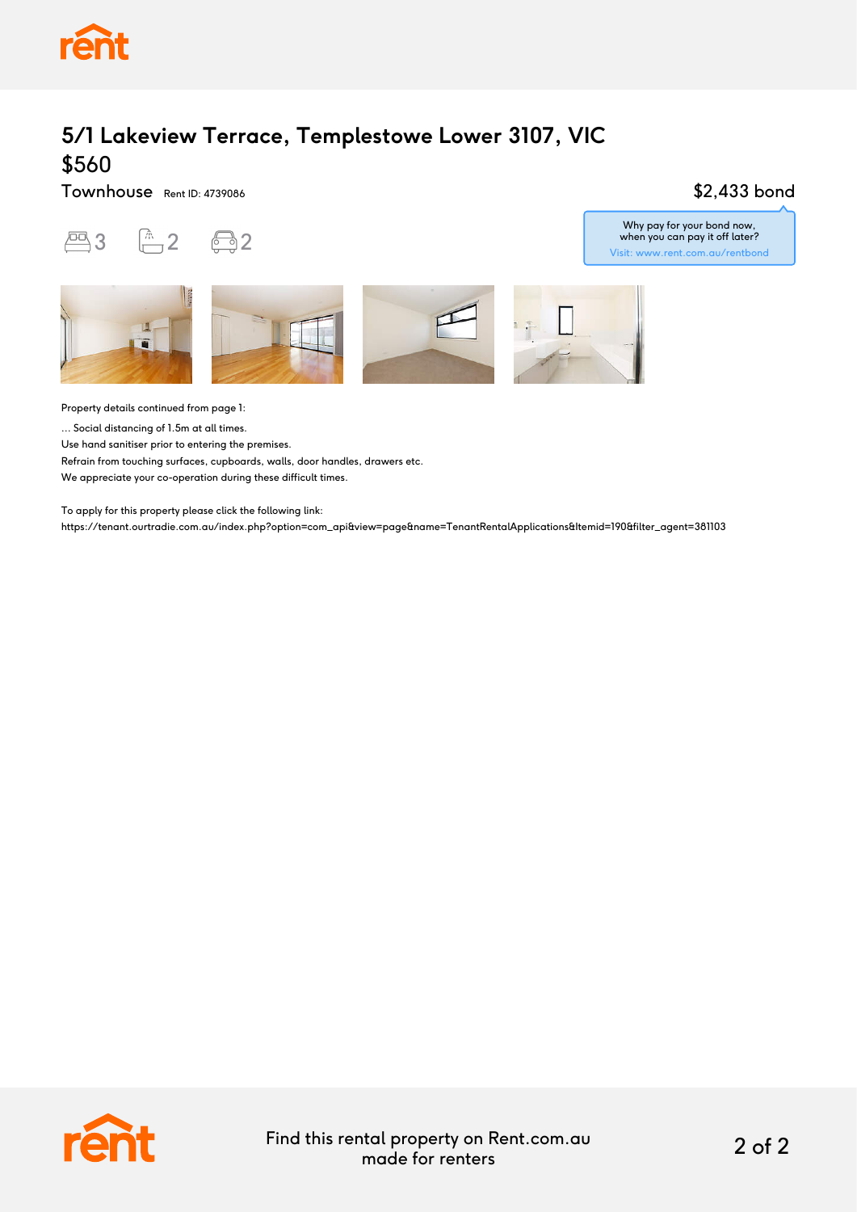# 5/1 Lakeview Terrace, Templestowe Lower 3107, VIC

## $560

Townhouse Rent ID: 4739086

$2,433 bond

Why pay for your bond now, when you can pay it off later?
Visit: www.rent.com.au/rentbond

3 2 2

Property details continued from page 1:

... Social distancing of 1.5m at all times.
Use hand sanitiser prior to entering the premises.
Refrain from touching surfaces, cupboards, walls, door handles, drawers etc.
We appreciate your co-operation during these difficult times.

To apply for this property please click the following link:
https://tenant.ourtradie.com.au/index.php?option=com_api&view=page&name=TenantRentalApplications&Itemid=190&filter_agent=381103

Find this rental property on Rent.com.au made for renters